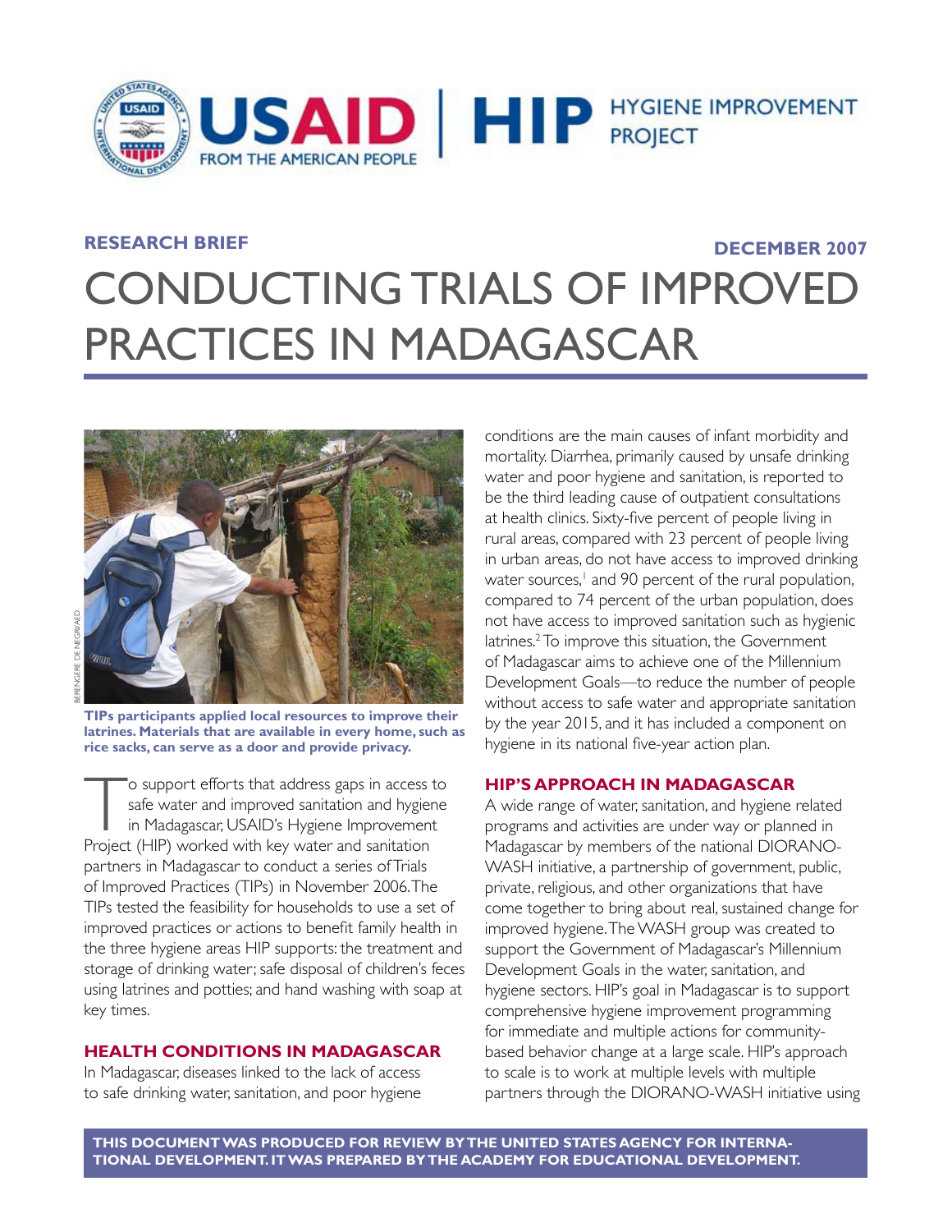**RESEARCH BRIEF** **DECEMBER 2007**

# CONDUCTING TRIALS OF IMPROVED PRACTICES IN MADAGASCAR

**TIPs participants applied local resources to improve their latrines. Materials that are available in every home, such as rice sacks, can serve as a door and provide privacy.**

To support efforts that address gaps in access to safe water and improved sanitation and hygiene in Madagascar, USAID's Hygiene Improvement Project (HIP) worked with key water and sanitation partners in Madagascar to conduct a series of Trials of Improved Practices (TIPs) in November 2006. The TIPs tested the feasibility for households to use a set of improved practices or actions to benefit family health in the three hygiene areas HIP supports: the treatment and storage of drinking water; safe disposal of children's feces using latrines and potties; and hand washing with soap at key times.

## HEALTH CONDITIONS IN MADAGASCAR

In Madagascar, diseases linked to the lack of access to safe drinking water, sanitation, and poor hygiene conditions are the main causes of infant morbidity and mortality. Diarrhea, primarily caused by unsafe drinking water and poor hygiene and sanitation, is reported to be the third leading cause of outpatient consultations at health clinics. Sixty-five percent of people living in rural areas, compared with 23 percent of people living in urban areas, do not have access to improved drinking water sources,[1] and 90 percent of the rural population, compared to 74 percent of the urban population, does not have access to improved sanitation such as hygienic latrines.[2] To improve this situation, the Government of Madagascar aims to achieve one of the Millennium Development Goals—to reduce the number of people without access to safe water and appropriate sanitation by the year 2015, and it has included a component on hygiene in its national five-year action plan.

## HIP'S APPROACH IN MADAGASCAR

A wide range of water, sanitation, and hygiene related programs and activities are under way or planned in Madagascar by members of the national DIORANO-WASH initiative, a partnership of government, public, private, religious, and other organizations that have come together to bring about real, sustained change for improved hygiene. The WASH group was created to support the Government of Madagascar's Millennium Development Goals in the water, sanitation, and hygiene sectors. HIP's goal in Madagascar is to support comprehensive hygiene improvement programming for immediate and multiple actions for community-based behavior change at a large scale. HIP's approach to scale is to work at multiple levels with multiple partners through the DIORANO-WASH initiative using

**THIS DOCUMENT WAS PRODUCED FOR REVIEW BY THE UNITED STATES AGENCY FOR INTERNATIONAL DEVELOPMENT. IT WAS PREPARED BY THE ACADEMY FOR EDUCATIONAL DEVELOPMENT.**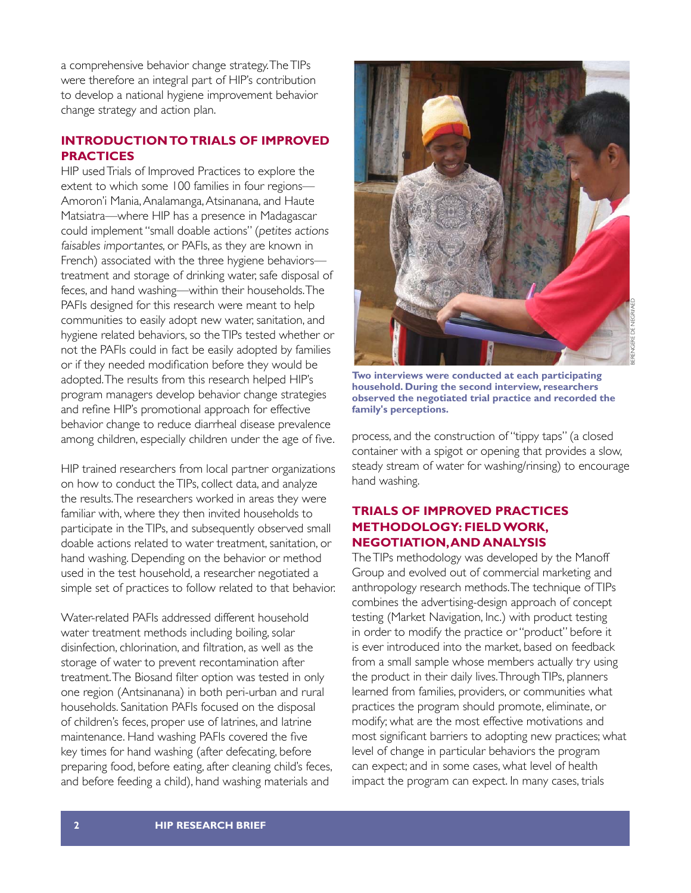a comprehensive behavior change strategy. The TIPs were therefore an integral part of HIP's contribution to develop a national hygiene improvement behavior change strategy and action plan.

## INTRODUCTION TO TRIALS OF IMPROVED PRACTICES

HIP used Trials of Improved Practices to explore the extent to which some 100 families in four regions—Amoron'i Mania, Analamanga, Atsinanana, and Haute Matsiatra—where HIP has a presence in Madagascar could implement "small doable actions" (*petites actions faisables importantes*, or PAFIs, as they are known in French) associated with the three hygiene behaviors—treatment and storage of drinking water, safe disposal of feces, and hand washing—within their households. The PAFIs designed for this research were meant to help communities to easily adopt new water, sanitation, and hygiene related behaviors, so the TIPs tested whether or not the PAFIs could in fact be easily adopted by families or if they needed modification before they would be adopted. The results from this research helped HIP's program managers develop behavior change strategies and refine HIP's promotional approach for effective behavior change to reduce diarrheal disease prevalence among children, especially children under the age of five.

HIP trained researchers from local partner organizations on how to conduct the TIPs, collect data, and analyze the results. The researchers worked in areas they were familiar with, where they then invited households to participate in the TIPs, and subsequently observed small doable actions related to water treatment, sanitation, or hand washing. Depending on the behavior or method used in the test household, a researcher negotiated a simple set of practices to follow related to that behavior.

Water-related PAFIs addressed different household water treatment methods including boiling, solar disinfection, chlorination, and filtration, as well as the storage of water to prevent recontamination after treatment. The Biosand filter option was tested in only one region (Antsinanana) in both peri-urban and rural households. Sanitation PAFIs focused on the disposal of children's feces, proper use of latrines, and latrine maintenance. Hand washing PAFIs covered the five key times for hand washing (after defecating, before preparing food, before eating, after cleaning child's feces, and before feeding a child), hand washing materials and process, and the construction of "tippy taps" (a closed container with a spigot or opening that provides a slow, steady stream of water for washing/rinsing) to encourage hand washing.

**Two interviews were conducted at each participating household. During the second interview, researchers observed the negotiated trial practice and recorded the family's perceptions.**

BERENGERE DE NEGRI/AED

## TRIALS OF IMPROVED PRACTICES METHODOLOGY: FIELD WORK, NEGOTIATION, AND ANALYSIS

The TIPs methodology was developed by the Manoff Group and evolved out of commercial marketing and anthropology research methods. The technique of TIPs combines the advertising-design approach of concept testing (Market Navigation, Inc.) with product testing in order to modify the practice or "product" before it is ever introduced into the market, based on feedback from a small sample whose members actually try using the product in their daily lives. Through TIPs, planners learned from families, providers, or communities what practices the program should promote, eliminate, or modify; what are the most effective motivations and most significant barriers to adopting new practices; what level of change in particular behaviors the program can expect; and in some cases, what level of health impact the program can expect. In many cases, trials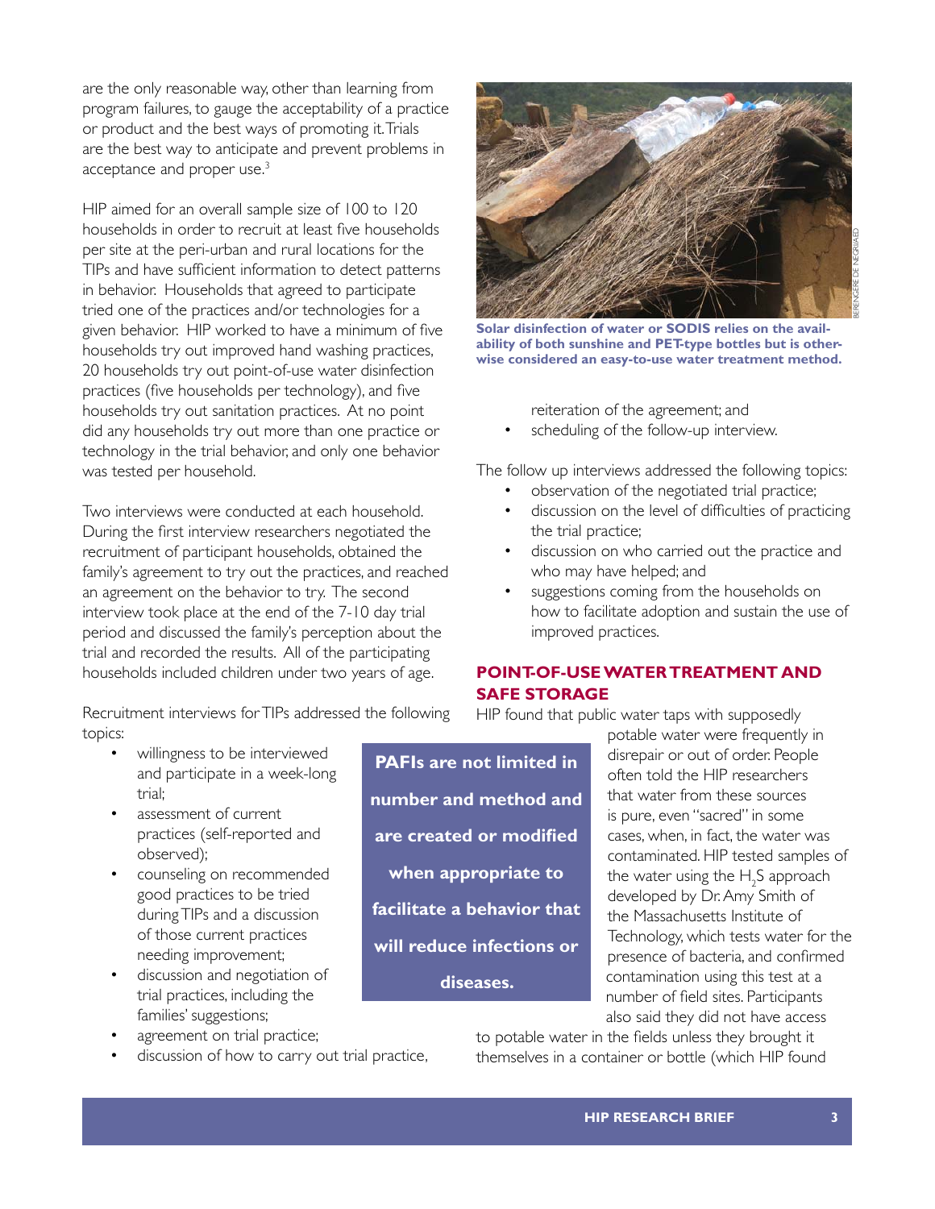are the only reasonable way, other than learning from program failures, to gauge the acceptability of a practice or product and the best ways of promoting it. Trials are the best way to anticipate and prevent problems in acceptance and proper use.[3]

HIP aimed for an overall sample size of 100 to 120 households in order to recruit at least five households per site at the peri-urban and rural locations for the TIPs and have sufficient information to detect patterns in behavior. Households that agreed to participate tried one of the practices and/or technologies for a given behavior. HIP worked to have a minimum of five households try out improved hand washing practices, 20 households try out point-of-use water disinfection practices (five households per technology), and five households try out sanitation practices. At no point did any households try out more than one practice or technology in the trial behavior, and only one behavior was tested per household.

Two interviews were conducted at each household. During the first interview researchers negotiated the recruitment of participant households, obtained the family's agreement to try out the practices, and reached an agreement on the behavior to try. The second interview took place at the end of the 7-10 day trial period and discussed the family's perception about the trial and recorded the results. All of the participating households included children under two years of age.

Recruitment interviews for TIPs addressed the following topics:

- willingness to be interviewed and participate in a week-long trial;
- assessment of current practices (self-reported and observed);
- counseling on recommended good practices to be tried during TIPs and a discussion of those current practices needing improvement;
- discussion and negotiation of trial practices, including the families' suggestions;
- agreement on trial practice;
- discussion of how to carry out trial practice, reiteration of the agreement; and
- scheduling of the follow-up interview.

**PAFIs are not limited in number and method and are created or modified when appropriate to facilitate a behavior that will reduce infections or diseases.**

BERENGERE DE NEGRI/AED

**Solar disinfection of water or SODIS relies on the availability of both sunshine and PET-type bottles but is otherwise considered an easy-to-use water treatment method.**

The follow up interviews addressed the following topics:

- observation of the negotiated trial practice;
- discussion on the level of difficulties of practicing the trial practice;
- discussion on who carried out the practice and who may have helped; and
- suggestions coming from the households on how to facilitate adoption and sustain the use of improved practices.

## POINT-OF-USE WATER TREATMENT AND SAFE STORAGE

HIP found that public water taps with supposedly potable water were frequently in disrepair or out of order. People often told the HIP researchers that water from these sources is pure, even "sacred" in some cases, when, in fact, the water was contaminated. HIP tested samples of the water using the $H_2S$ approach developed by Dr. Amy Smith of the Massachusetts Institute of Technology, which tests water for the presence of bacteria, and confirmed contamination using this test at a number of field sites. Participants also said they did not have access to potable water in the fields unless they brought it themselves in a container or bottle (which HIP found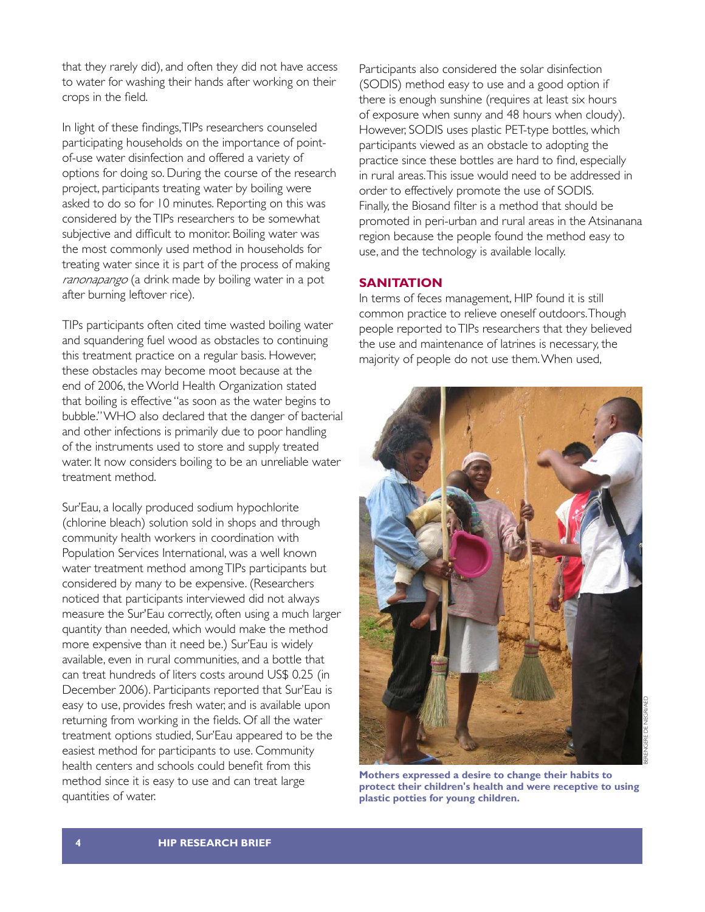that they rarely did), and often they did not have access to water for washing their hands after working on their crops in the field.

In light of these findings, TIPs researchers counseled participating households on the importance of point-of-use water disinfection and offered a variety of options for doing so. During the course of the research project, participants treating water by boiling were asked to do so for 10 minutes. Reporting on this was considered by the TIPs researchers to be somewhat subjective and difficult to monitor. Boiling water was the most commonly used method in households for treating water since it is part of the process of making *ranonapango* (a drink made by boiling water in a pot after burning leftover rice).

TIPs participants often cited time wasted boiling water and squandering fuel wood as obstacles to continuing this treatment practice on a regular basis. However, these obstacles may become moot because at the end of 2006, the World Health Organization stated that boiling is effective "as soon as the water begins to bubble." WHO also declared that the danger of bacterial and other infections is primarily due to poor handling of the instruments used to store and supply treated water. It now considers boiling to be an unreliable water treatment method.

Sur'Eau, a locally produced sodium hypochlorite (chlorine bleach) solution sold in shops and through community health workers in coordination with Population Services International, was a well known water treatment method among TIPs participants but considered by many to be expensive. (Researchers noticed that participants interviewed did not always measure the Sur'Eau correctly, often using a much larger quantity than needed, which would make the method more expensive than it need be.) Sur'Eau is widely available, even in rural communities, and a bottle that can treat hundreds of liters costs around US$ 0.25 (in December 2006). Participants reported that Sur'Eau is easy to use, provides fresh water, and is available upon returning from working in the fields. Of all the water treatment options studied, Sur'Eau appeared to be the easiest method for participants to use. Community health centers and schools could benefit from this method since it is easy to use and can treat large quantities of water.

Participants also considered the solar disinfection (SODIS) method easy to use and a good option if there is enough sunshine (requires at least six hours of exposure when sunny and 48 hours when cloudy). However, SODIS uses plastic PET-type bottles, which participants viewed as an obstacle to adopting the practice since these bottles are hard to find, especially in rural areas. This issue would need to be addressed in order to effectively promote the use of SODIS. Finally, the Biosand filter is a method that should be promoted in peri-urban and rural areas in the Atsinanana region because the people found the method easy to use, and the technology is available locally.

## SANITATION

In terms of feces management, HIP found it is still common practice to relieve oneself outdoors. Though people reported to TIPs researchers that they believed the use and maintenance of latrines is necessary, the majority of people do not use them. When used,

**Mothers expressed a desire to change their habits to protect their children's health and were receptive to using plastic potties for young children.**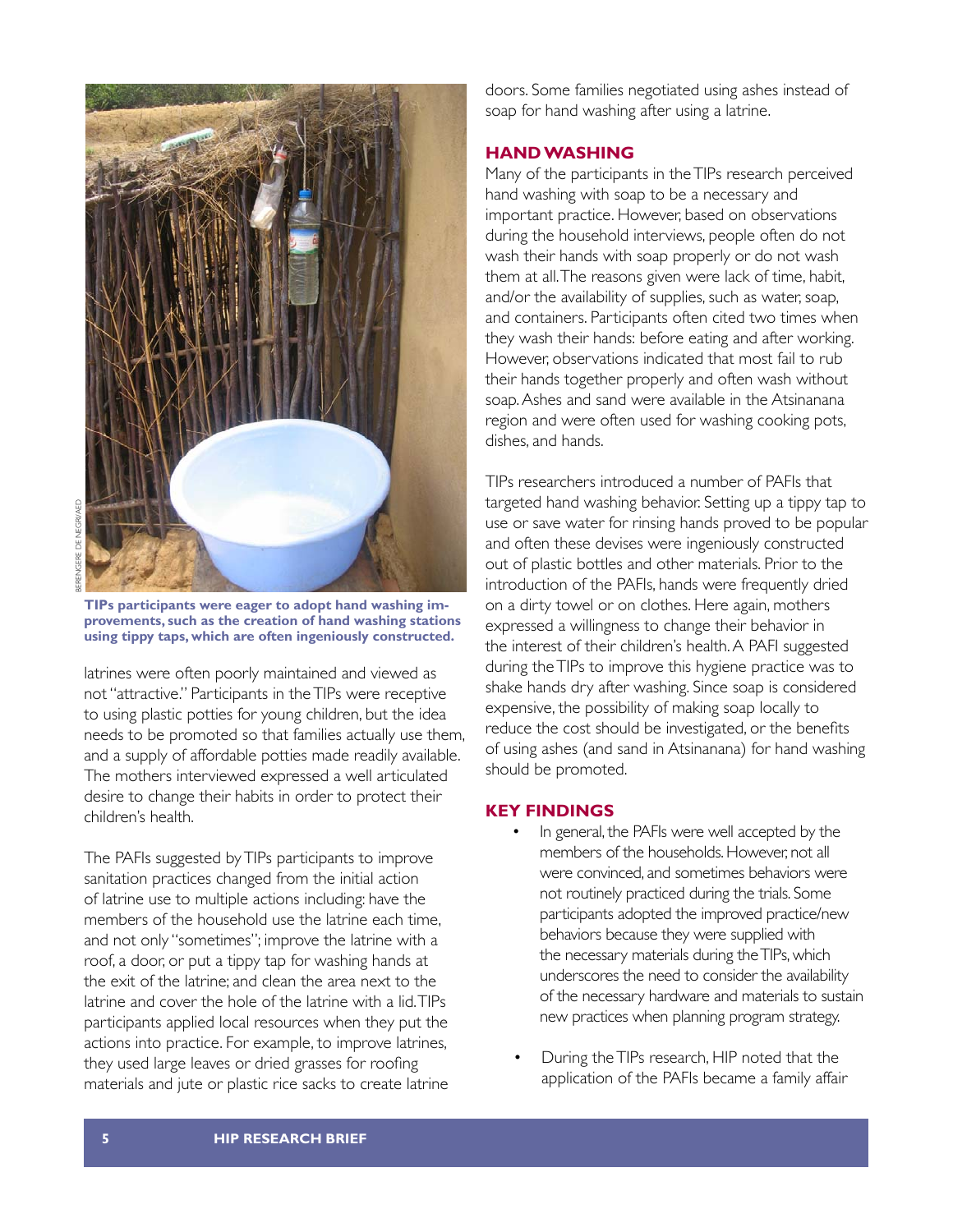TIPs participants were eager to adopt hand washing improvements, such as the creation of hand washing stations using tippy taps, which are often ingeniously constructed.

latrines were often poorly maintained and viewed as not "attractive." Participants in the TIPs were receptive to using plastic potties for young children, but the idea needs to be promoted so that families actually use them, and a supply of affordable potties made readily available. The mothers interviewed expressed a well articulated desire to change their habits in order to protect their children's health.

The PAFIs suggested by TIPs participants to improve sanitation practices changed from the initial action of latrine use to multiple actions including: have the members of the household use the latrine each time, and not only "sometimes"; improve the latrine with a roof, a door, or put a tippy tap for washing hands at the exit of the latrine; and clean the area next to the latrine and cover the hole of the latrine with a lid. TIPs participants applied local resources when they put the actions into practice. For example, to improve latrines, they used large leaves or dried grasses for roofing materials and jute or plastic rice sacks to create latrine doors. Some families negotiated using ashes instead of soap for hand washing after using a latrine.

## HAND WASHING

Many of the participants in the TIPs research perceived hand washing with soap to be a necessary and important practice. However, based on observations during the household interviews, people often do not wash their hands with soap properly or do not wash them at all. The reasons given were lack of time, habit, and/or the availability of supplies, such as water, soap, and containers. Participants often cited two times when they wash their hands: before eating and after working. However, observations indicated that most fail to rub their hands together properly and often wash without soap. Ashes and sand were available in the Atsinanana region and were often used for washing cooking pots, dishes, and hands.

TIPs researchers introduced a number of PAFIs that targeted hand washing behavior. Setting up a tippy tap to use or save water for rinsing hands proved to be popular and often these devises were ingeniously constructed out of plastic bottles and other materials. Prior to the introduction of the PAFIs, hands were frequently dried on a dirty towel or on clothes. Here again, mothers expressed a willingness to change their behavior in the interest of their children's health. A PAFI suggested during the TIPs to improve this hygiene practice was to shake hands dry after washing. Since soap is considered expensive, the possibility of making soap locally to reduce the cost should be investigated, or the benefits of using ashes (and sand in Atsinanana) for hand washing should be promoted.

## KEY FINDINGS

- In general, the PAFIs were well accepted by the members of the households. However, not all were convinced, and sometimes behaviors were not routinely practiced during the trials. Some participants adopted the improved practice/new behaviors because they were supplied with the necessary materials during the TIPs, which underscores the need to consider the availability of the necessary hardware and materials to sustain new practices when planning program strategy.
- During the TIPs research, HIP noted that the application of the PAFIs became a family affair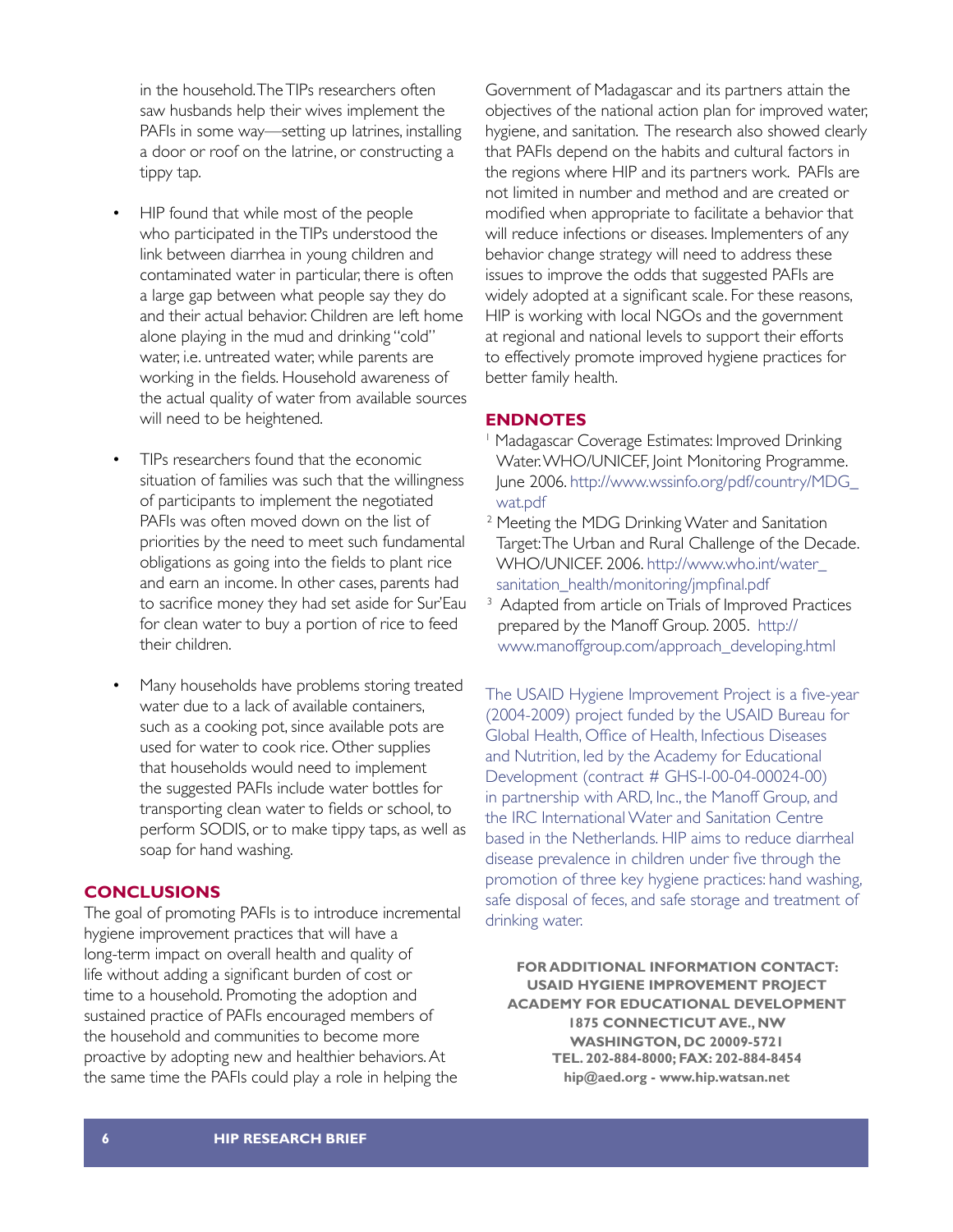in the household. The TIPs researchers often saw husbands help their wives implement the PAFIs in some way—setting up latrines, installing a door or roof on the latrine, or constructing a tippy tap.

- HIP found that while most of the people who participated in the TIPs understood the link between diarrhea in young children and contaminated water in particular, there is often a large gap between what people say they do and their actual behavior. Children are left home alone playing in the mud and drinking "cold" water, i.e. untreated water, while parents are working in the fields. Household awareness of the actual quality of water from available sources will need to be heightened.

- TIPs researchers found that the economic situation of families was such that the willingness of participants to implement the negotiated PAFIs was often moved down on the list of priorities by the need to meet such fundamental obligations as going into the fields to plant rice and earn an income. In other cases, parents had to sacrifice money they had set aside for Sur'Eau for clean water to buy a portion of rice to feed their children.

- Many households have problems storing treated water due to a lack of available containers, such as a cooking pot, since available pots are used for water to cook rice. Other supplies that households would need to implement the suggested PAFIs include water bottles for transporting clean water to fields or school, to perform SODIS, or to make tippy taps, as well as soap for hand washing.

## CONCLUSIONS

The goal of promoting PAFIs is to introduce incremental hygiene improvement practices that will have a long-term impact on overall health and quality of life without adding a significant burden of cost or time to a household. Promoting the adoption and sustained practice of PAFIs encouraged members of the household and communities to become more proactive by adopting new and healthier behaviors. At the same time the PAFIs could play a role in helping the Government of Madagascar and its partners attain the objectives of the national action plan for improved water, hygiene, and sanitation. The research also showed clearly that PAFIs depend on the habits and cultural factors in the regions where HIP and its partners work. PAFIs are not limited in number and method and are created or modified when appropriate to facilitate a behavior that will reduce infections or diseases. Implementers of any behavior change strategy will need to address these issues to improve the odds that suggested PAFIs are widely adopted at a significant scale. For these reasons, HIP is working with local NGOs and the government at regional and national levels to support their efforts to effectively promote improved hygiene practices for better family health.

## ENDNOTES

[1] Madagascar Coverage Estimates: Improved Drinking Water. WHO/UNICEF, Joint Monitoring Programme. June 2006. http://www.wssinfo.org/pdf/country/MDG_wat.pdf

[2] Meeting the MDG Drinking Water and Sanitation Target: The Urban and Rural Challenge of the Decade. WHO/UNICEF. 2006. http://www.who.int/water_sanitation_health/monitoring/jmpfinal.pdf

[3] Adapted from article on Trials of Improved Practices prepared by the Manoff Group. 2005. http://www.manoffgroup.com/approach_developing.html

The USAID Hygiene Improvement Project is a five-year (2004-2009) project funded by the USAID Bureau for Global Health, Office of Health, Infectious Diseases and Nutrition, led by the Academy for Educational Development (contract # GHS-I-00-04-00024-00) in partnership with ARD, Inc., the Manoff Group, and the IRC International Water and Sanitation Centre based in the Netherlands. HIP aims to reduce diarrheal disease prevalence in children under five through the promotion of three key hygiene practices: hand washing, safe disposal of feces, and safe storage and treatment of drinking water.

**FOR ADDITIONAL INFORMATION CONTACT:**
**USAID HYGIENE IMPROVEMENT PROJECT**
**ACADEMY FOR EDUCATIONAL DEVELOPMENT**
**1875 CONNECTICUT AVE., NW**
**WASHINGTON, DC 20009-5721**
**TEL. 202-884-8000; FAX: 202-884-8454**
**hip@aed.org - www.hip.watsan.net**